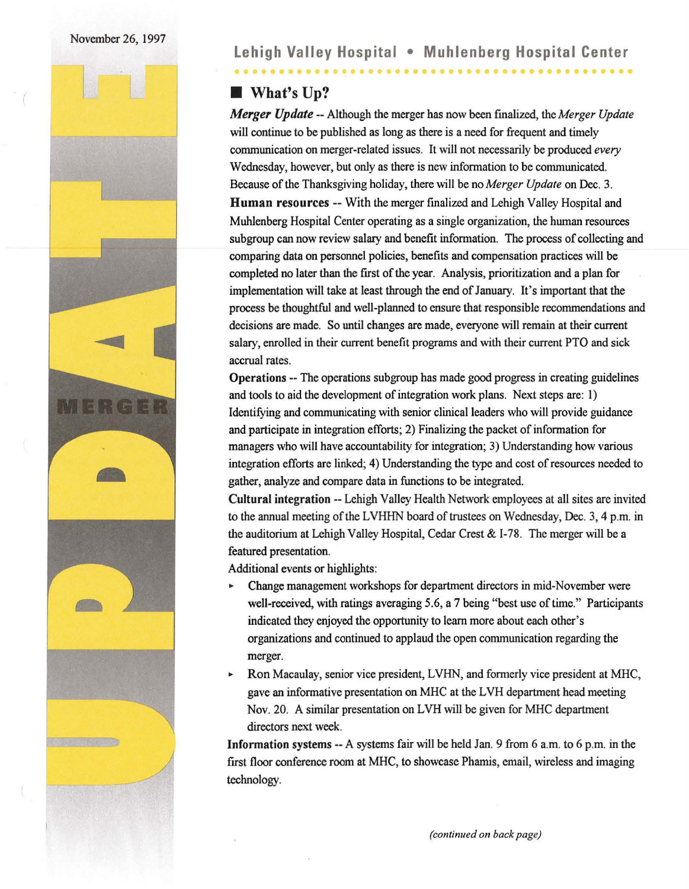November 26, 1997

# MERGER UPDATE

## Lehigh Valley Hospital • Muhlenberg Hospital Center

### What's Up?

***Merger Update*** -- Although the merger has now been finalized, the *Merger Update* will continue to be published as long as there is a need for frequent and timely communication on merger-related issues. It will not necessarily be produced *every* Wednesday, however, but only as there is new information to be communicated. Because of the Thanksgiving holiday, there will be no *Merger Update* on Dec. 3.

**Human resources** -- With the merger finalized and Lehigh Valley Hospital and Muhlenberg Hospital Center operating as a single organization, the human resources subgroup can now review salary and benefit information. The process of collecting and comparing data on personnel policies, benefits and compensation practices will be completed no later than the first of the year. Analysis, prioritization and a plan for implementation will take at least through the end of January. It's important that the process be thoughtful and well-planned to ensure that responsible recommendations and decisions are made. So until changes are made, everyone will remain at their current salary, enrolled in their current benefit programs and with their current PTO and sick accrual rates.

**Operations** -- The operations subgroup has made good progress in creating guidelines and tools to aid the development of integration work plans. Next steps are: 1) Identifying and communicating with senior clinical leaders who will provide guidance and participate in integration efforts; 2) Finalizing the packet of information for managers who will have accountability for integration; 3) Understanding how various integration efforts are linked; 4) Understanding the type and cost of resources needed to gather, analyze and compare data in functions to be integrated.

**Cultural integration** -- Lehigh Valley Health Network employees at all sites are invited to the annual meeting of the LVHHN board of trustees on Wednesday, Dec. 3, 4 p.m. in the auditorium at Lehigh Valley Hospital, Cedar Crest & I-78. The merger will be a featured presentation.

Additional events or highlights:

- Change management workshops for department directors in mid-November were well-received, with ratings averaging 5.6, a 7 being "best use of time." Participants indicated they enjoyed the opportunity to learn more about each other's organizations and continued to applaud the open communication regarding the merger.
- Ron Macaulay, senior vice president, LVHN, and formerly vice president at MHC, gave an informative presentation on MHC at the LVH department head meeting Nov. 20. A similar presentation on LVH will be given for MHC department directors next week.

**Information systems** -- A systems fair will be held Jan. 9 from 6 a.m. to 6 p.m. in the first floor conference room at MHC, to showcase Phamis, email, wireless and imaging technology.

*(continued on back page)*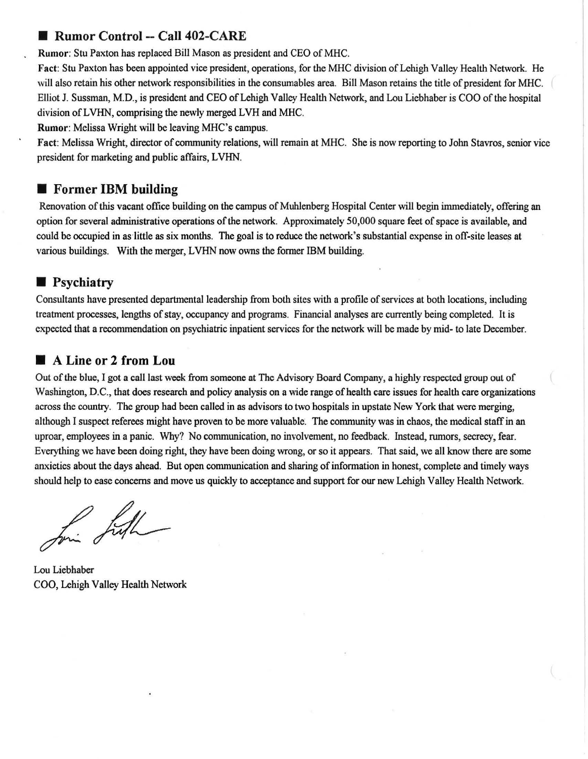## ■ Rumor Control -- Call 402-CARE

**Rumor**: Stu Paxton has replaced Bill Mason as president and CEO of MHC.

**Fact**: Stu Paxton has been appointed vice president, operations, for the MHC division of Lehigh Valley Health Network. He will also retain his other network responsibilities in the consumables area. Bill Mason retains the title of president for MHC. Elliot J. Sussman, M.D., is president and CEO of Lehigh Valley Health Network, and Lou Liebhaber is COO of the hospital division of LVHN, comprising the newly merged LVH and MHC.

**Rumor**: Melissa Wright will be leaving MHC's campus.

**Fact**: Melissa Wright, director of community relations, will remain at MHC. She is now reporting to John Stavros, senior vice president for marketing and public affairs, LVHN.

## ■ Former IBM building

Renovation of this vacant office building on the campus of Muhlenberg Hospital Center will begin immediately, offering an option for several administrative operations of the network. Approximately 50,000 square feet of space is available, and could be occupied in as little as six months. The goal is to reduce the network's substantial expense in off-site leases at various buildings. With the merger, LVHN now owns the former IBM building.

## ■ Psychiatry

Consultants have presented departmental leadership from both sites with a profile of services at both locations, including treatment processes, lengths of stay, occupancy and programs. Financial analyses are currently being completed. It is expected that a recommendation on psychiatric inpatient services for the network will be made by mid- to late December.

## ■ A Line or 2 from Lou

Out of the blue, I got a call last week from someone at The Advisory Board Company, a highly respected group out of Washington, D.C., that does research and policy analysis on a wide range of health care issues for health care organizations across the country. The group had been called in as advisors to two hospitals in upstate New York that were merging, although I suspect referees might have proven to be more valuable. The community was in chaos, the medical staff in an uproar, employees in a panic. Why? No communication, no involvement, no feedback. Instead, rumors, secrecy, fear. Everything we have been doing right, they have been doing wrong, or so it appears. That said, we all know there are some anxieties about the days ahead. But open communication and sharing of information in honest, complete and timely ways should help to ease concerns and move us quickly to acceptance and support for our new Lehigh Valley Health Network.

Lou Liebhaber
COO, Lehigh Valley Health Network